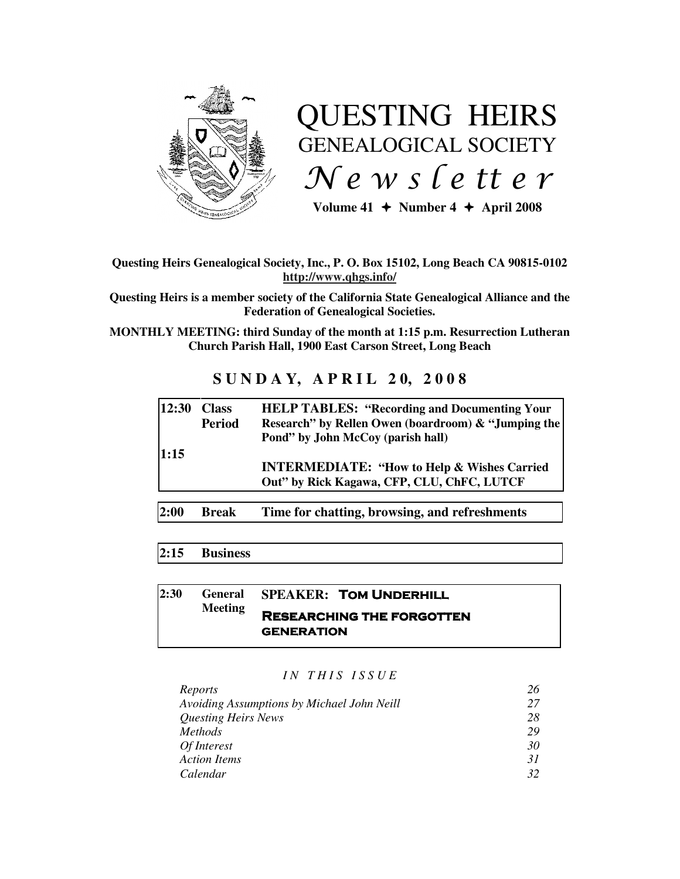# QUESTING HEIRS GENEALOGICAL SOCIETY *Newsletter*

**Volume 41 ✦ Number 4 ✦ April 2008**

**Questing Heirs Genealogical Society, Inc., P. O. Box 15102, Long Beach CA 90815-0102**
**http://www.qhgs.info/**

**Questing Heirs is a member society of the California State Genealogical Alliance and the Federation of Genealogical Societies.**

**MONTHLY MEETING: third Sunday of the month at 1:15 p.m. Resurrection Lutheran Church Parish Hall, 1900 East Carson Street, Long Beach**

## SUNDAY, APRIL 20, 2008

| | | |
|---|---|---|
| **12:30** | **Class Period** | **HELP TABLES: "Recording and Documenting Your Research" by Rellen Owen (boardroom) & "Jumping the Pond" by John McCoy (parish hall)** |
| **1:15** | | **INTERMEDIATE: "How to Help & Wishes Carried Out" by Rick Kagawa, CFP, CLU, ChFC, LUTCF** |
| **2:00** | **Break** | **Time for chatting, browsing, and refreshments** |
| **2:15** | **Business** | |
| **2:30** | **General Meeting** | **SPEAKER: TOM UNDERHILL** <br> **RESEARCHING THE FORGOTTEN GENERATION** |

*IN THIS ISSUE*

| | |
|---|---|
| *Reports* | *26* |
| *Avoiding Assumptions by Michael John Neill* | *27* |
| *Questing Heirs News* | *28* |
| *Methods* | *29* |
| *Of Interest* | *30* |
| *Action Items* | *31* |
| *Calendar* | *32* |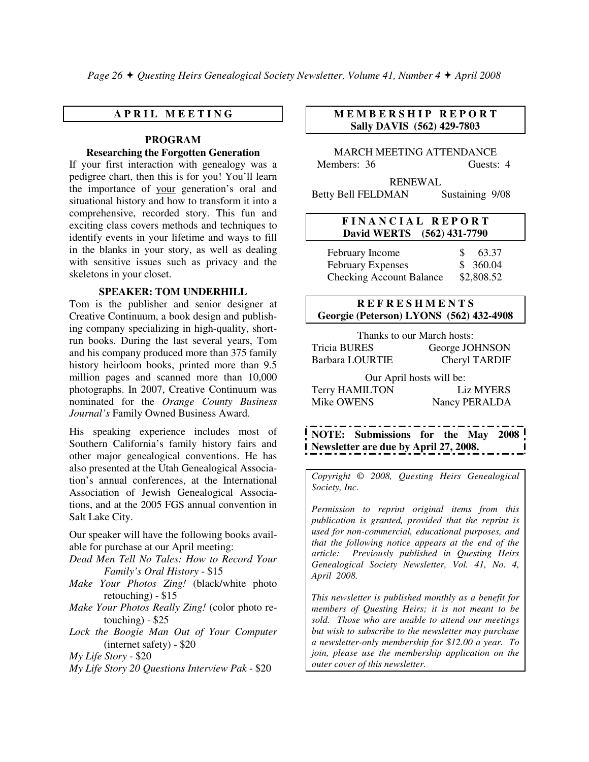## APRIL MEETING

### PROGRAM

**Researching the Forgotten Generation**

If your first interaction with genealogy was a pedigree chart, then this is for you! You'll learn the importance of your generation's oral and situational history and how to transform it into a comprehensive, recorded story. This fun and exciting class covers methods and techniques to identify events in your lifetime and ways to fill in the blanks in your story, as well as dealing with sensitive issues such as privacy and the skeletons in your closet.

**SPEAKER: TOM UNDERHILL**

Tom is the publisher and senior designer at Creative Continuum, a book design and publishing company specializing in high-quality, short-run books. During the last several years, Tom and his company produced more than 375 family history heirloom books, printed more than 9.5 million pages and scanned more than 10,000 photographs. In 2007, Creative Continuum was nominated for the *Orange County Business Journal's* Family Owned Business Award.

His speaking experience includes most of Southern California's family history fairs and other major genealogical conventions. He has also presented at the Utah Genealogical Association's annual conferences, at the International Association of Jewish Genealogical Associations, and at the 2005 FGS annual convention in Salt Lake City.

Our speaker will have the following books available for purchase at our April meeting:

- *Dead Men Tell No Tales: How to Record Your Family's Oral History* - $15
- *Make Your Photos Zing!* (black/white photo retouching) - $15
- *Make Your Photos Really Zing!* (color photo retouching) - $25
- *Lock the Boogie Man Out of Your Computer* (internet safety) - $20
- *My Life Story* - $20
- *My Life Story 20 Questions Interview Pak* - $20

## MEMBERSHIP REPORT

**Sally DAVIS (562) 429-7803**

MARCH MEETING ATTENDANCE

Members: 36 Guests: 4

RENEWAL

Betty Bell FELDMAN Sustaining 9/08

## FINANCIAL REPORT

**David WERTS (562) 431-7790**

| | |
|---|---|
| February Income | $ 63.37 |
| February Expenses | $ 360.04 |
| Checking Account Balance | $2,808.52 |

## REFRESHMENTS

**Georgie (Peterson) LYONS (562) 432-4908**

Thanks to our March hosts:

Tricia BURES, George JOHNSON, Barbara LOURTIE, Cheryl TARDIF

Our April hosts will be:

Terry HAMILTON, Liz MYERS, Mike OWENS, Nancy PERALDA

**NOTE: Submissions for the May 2008 Newsletter are due by April 27, 2008.**

*Copyright © 2008, Questing Heirs Genealogical Society, Inc.*

*Permission to reprint original items from this publication is granted, provided that the reprint is used for non-commercial, educational purposes, and that the following notice appears at the end of the article: Previously published in Questing Heirs Genealogical Society Newsletter, Vol. 41, No. 4, April 2008.*

*This newsletter is published monthly as a benefit for members of Questing Heirs; it is not meant to be sold. Those who are unable to attend our meetings but wish to subscribe to the newsletter may purchase a newsletter-only membership for $12.00 a year. To join, please use the membership application on the outer cover of this newsletter.*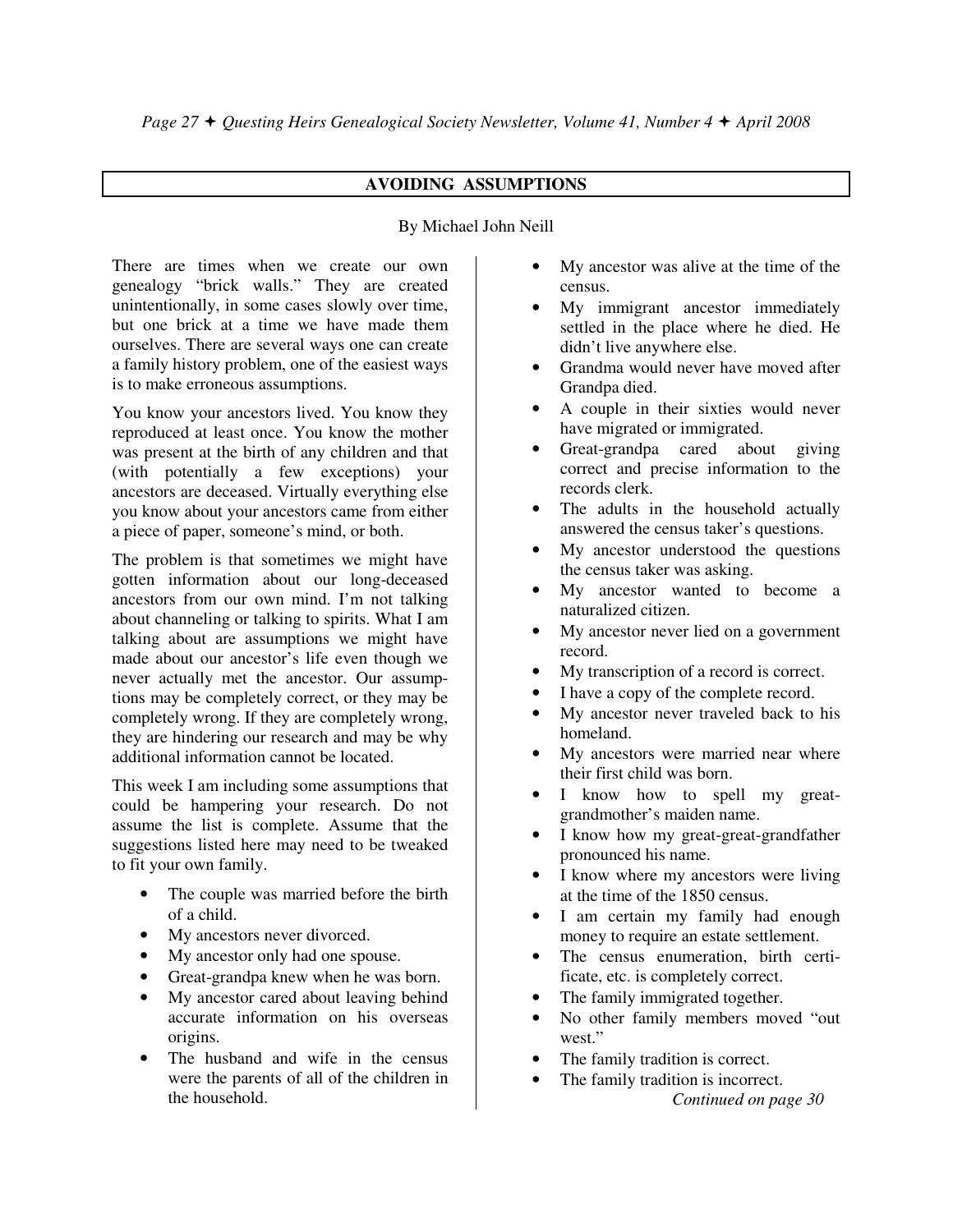## AVOIDING ASSUMPTIONS

By Michael John Neill

There are times when we create our own genealogy "brick walls." They are created unintentionally, in some cases slowly over time, but one brick at a time we have made them ourselves. There are several ways one can create a family history problem, one of the easiest ways is to make erroneous assumptions.

You know your ancestors lived. You know they reproduced at least once. You know the mother was present at the birth of any children and that (with potentially a few exceptions) your ancestors are deceased. Virtually everything else you know about your ancestors came from either a piece of paper, someone's mind, or both.

The problem is that sometimes we might have gotten information about our long-deceased ancestors from our own mind. I'm not talking about channeling or talking to spirits. What I am talking about are assumptions we might have made about our ancestor's life even though we never actually met the ancestor. Our assumptions may be completely correct, or they may be completely wrong. If they are completely wrong, they are hindering our research and may be why additional information cannot be located.

This week I am including some assumptions that could be hampering your research. Do not assume the list is complete. Assume that the suggestions listed here may need to be tweaked to fit your own family.

- The couple was married before the birth of a child.
- My ancestors never divorced.
- My ancestor only had one spouse.
- Great-grandpa knew when he was born.
- My ancestor cared about leaving behind accurate information on his overseas origins.
- The husband and wife in the census were the parents of all of the children in the household.
- My ancestor was alive at the time of the census.
- My immigrant ancestor immediately settled in the place where he died. He didn't live anywhere else.
- Grandma would never have moved after Grandpa died.
- A couple in their sixties would never have migrated or immigrated.
- Great-grandpa cared about giving correct and precise information to the records clerk.
- The adults in the household actually answered the census taker's questions.
- My ancestor understood the questions the census taker was asking.
- My ancestor wanted to become a naturalized citizen.
- My ancestor never lied on a government record.
- My transcription of a record is correct.
- I have a copy of the complete record.
- My ancestor never traveled back to his homeland.
- My ancestors were married near where their first child was born.
- I know how to spell my great-grandmother's maiden name.
- I know how my great-great-grandfather pronounced his name.
- I know where my ancestors were living at the time of the 1850 census.
- I am certain my family had enough money to require an estate settlement.
- The census enumeration, birth certificate, etc. is completely correct.
- The family immigrated together.
- No other family members moved "out west."
- The family tradition is correct.
- The family tradition is incorrect.

*Continued on page 30*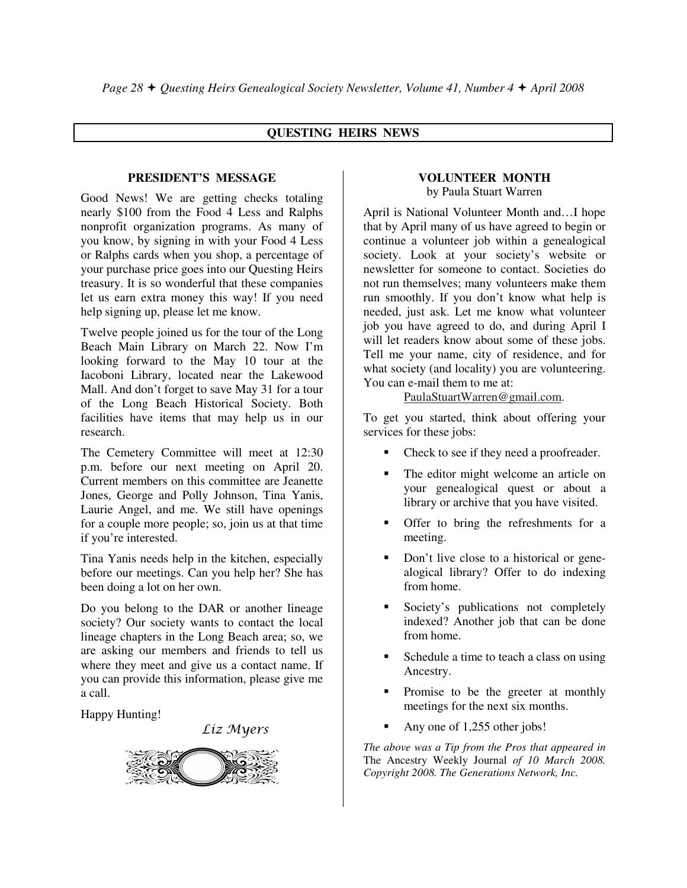## QUESTING HEIRS NEWS

### PRESIDENT'S MESSAGE

Good News! We are getting checks totaling nearly $100 from the Food 4 Less and Ralphs nonprofit organization programs. As many of you know, by signing in with your Food 4 Less or Ralphs cards when you shop, a percentage of your purchase price goes into our Questing Heirs treasury. It is so wonderful that these companies let us earn extra money this way! If you need help signing up, please let me know.

Twelve people joined us for the tour of the Long Beach Main Library on March 22. Now I'm looking forward to the May 10 tour at the Iacoboni Library, located near the Lakewood Mall. And don't forget to save May 31 for a tour of the Long Beach Historical Society. Both facilities have items that may help us in our research.

The Cemetery Committee will meet at 12:30 p.m. before our next meeting on April 20. Current members on this committee are Jeanette Jones, George and Polly Johnson, Tina Yanis, Laurie Angel, and me. We still have openings for a couple more people; so, join us at that time if you're interested.

Tina Yanis needs help in the kitchen, especially before our meetings. Can you help her? She has been doing a lot on her own.

Do you belong to the DAR or another lineage society? Our society wants to contact the local lineage chapters in the Long Beach area; so, we are asking our members and friends to tell us where they meet and give us a contact name. If you can provide this information, please give me a call.

Happy Hunting!

*Liz Myers*

### VOLUNTEER MONTH

by Paula Stuart Warren

April is National Volunteer Month and…I hope that by April many of us have agreed to begin or continue a volunteer job within a genealogical society. Look at your society's website or newsletter for someone to contact. Societies do not run themselves; many volunteers make them run smoothly. If you don't know what help is needed, just ask. Let me know what volunteer job you have agreed to do, and during April I will let readers know about some of these jobs. Tell me your name, city of residence, and for what society (and locality) you are volunteering. You can e-mail them to me at:

PaulaStuartWarren@gmail.com.

To get you started, think about offering your services for these jobs:

- Check to see if they need a proofreader.
- The editor might welcome an article on your genealogical quest or about a library or archive that you have visited.
- Offer to bring the refreshments for a meeting.
- Don't live close to a historical or genealogical library? Offer to do indexing from home.
- Society's publications not completely indexed? Another job that can be done from home.
- Schedule a time to teach a class on using Ancestry.
- Promise to be the greeter at monthly meetings for the next six months.
- Any one of 1,255 other jobs!

*The above was a Tip from the Pros that appeared in* The Ancestry Weekly Journal *of 10 March 2008. Copyright 2008. The Generations Network, Inc.*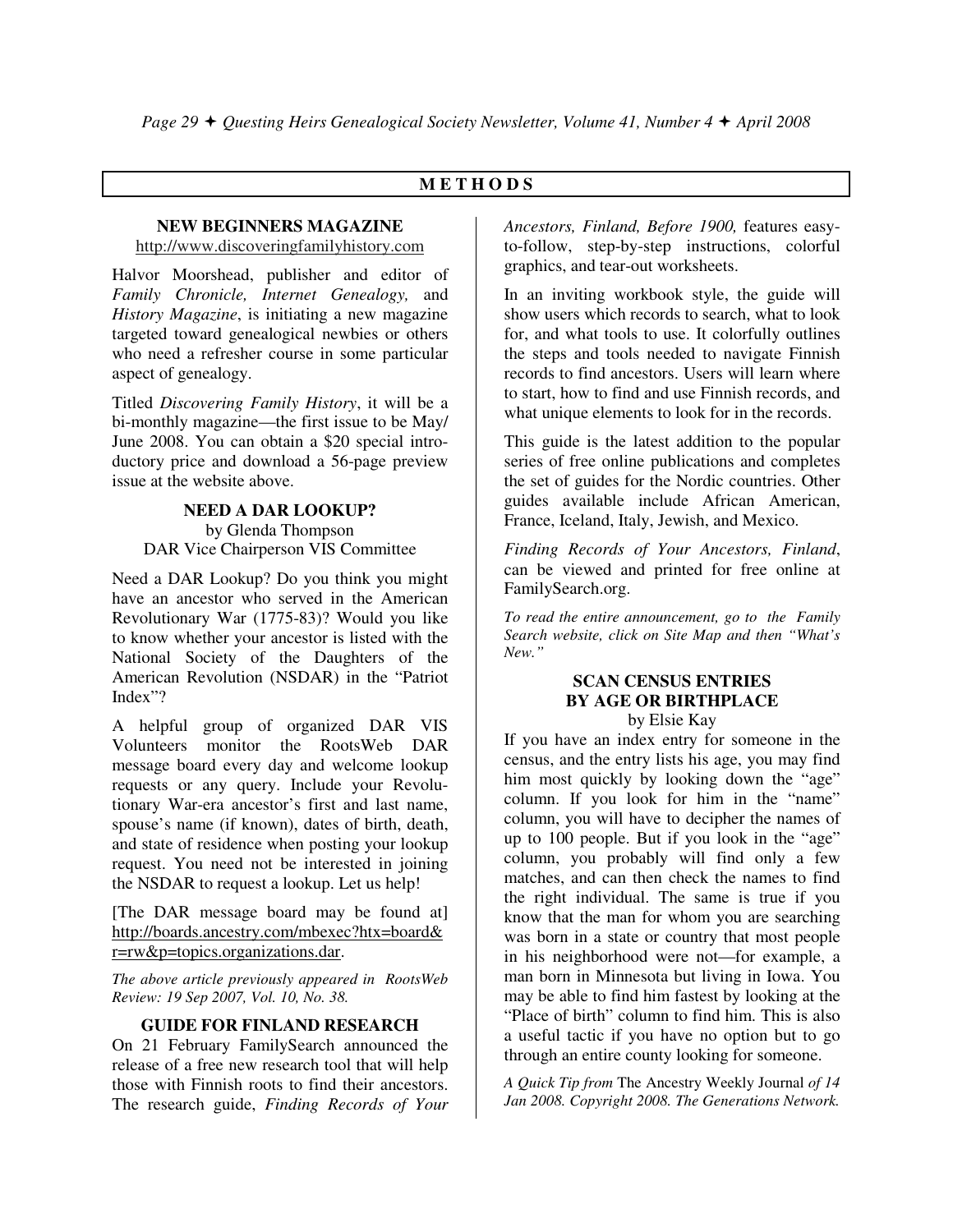## METHODS

### NEW BEGINNERS MAGAZINE

http://www.discoveringfamilyhistory.com

Halvor Moorshead, publisher and editor of *Family Chronicle, Internet Genealogy,* and *History Magazine*, is initiating a new magazine targeted toward genealogical newbies or others who need a refresher course in some particular aspect of genealogy.

Titled *Discovering Family History*, it will be a bi-monthly magazine—the first issue to be May/June 2008. You can obtain a $20 special introductory price and download a 56-page preview issue at the website above.

### NEED A DAR LOOKUP?

by Glenda Thompson
DAR Vice Chairperson VIS Committee

Need a DAR Lookup? Do you think you might have an ancestor who served in the American Revolutionary War (1775-83)? Would you like to know whether your ancestor is listed with the National Society of the Daughters of the American Revolution (NSDAR) in the "Patriot Index"?

A helpful group of organized DAR VIS Volunteers monitor the RootsWeb DAR message board every day and welcome lookup requests or any query. Include your Revolutionary War-era ancestor's first and last name, spouse's name (if known), dates of birth, death, and state of residence when posting your lookup request. You need not be interested in joining the NSDAR to request a lookup. Let us help!

[The DAR message board may be found at] http://boards.ancestry.com/mbexec?htx=board&r=rw&p=topics.organizations.dar.

*The above article previously appeared in RootsWeb Review: 19 Sep 2007, Vol. 10, No. 38.*

### GUIDE FOR FINLAND RESEARCH

On 21 February FamilySearch announced the release of a free new research tool that will help those with Finnish roots to find their ancestors. The research guide, *Finding Records of Your Ancestors, Finland, Before 1900,* features easy-to-follow, step-by-step instructions, colorful graphics, and tear-out worksheets.

In an inviting workbook style, the guide will show users which records to search, what to look for, and what tools to use. It colorfully outlines the steps and tools needed to navigate Finnish records to find ancestors. Users will learn where to start, how to find and use Finnish records, and what unique elements to look for in the records.

This guide is the latest addition to the popular series of free online publications and completes the set of guides for the Nordic countries. Other guides available include African American, France, Iceland, Italy, Jewish, and Mexico.

*Finding Records of Your Ancestors, Finland*, can be viewed and printed for free online at FamilySearch.org.

*To read the entire announcement, go to the Family Search website, click on Site Map and then "What's New."*

### SCAN CENSUS ENTRIES BY AGE OR BIRTHPLACE

by Elsie Kay

If you have an index entry for someone in the census, and the entry lists his age, you may find him most quickly by looking down the "age" column. If you look for him in the "name" column, you will have to decipher the names of up to 100 people. But if you look in the "age" column, you probably will find only a few matches, and can then check the names to find the right individual. The same is true if you know that the man for whom you are searching was born in a state or country that most people in his neighborhood were not—for example, a man born in Minnesota but living in Iowa. You may be able to find him fastest by looking at the "Place of birth" column to find him. This is also a useful tactic if you have no option but to go through an entire county looking for someone.

*A Quick Tip from* The Ancestry Weekly Journal *of 14 Jan 2008. Copyright 2008. The Generations Network.*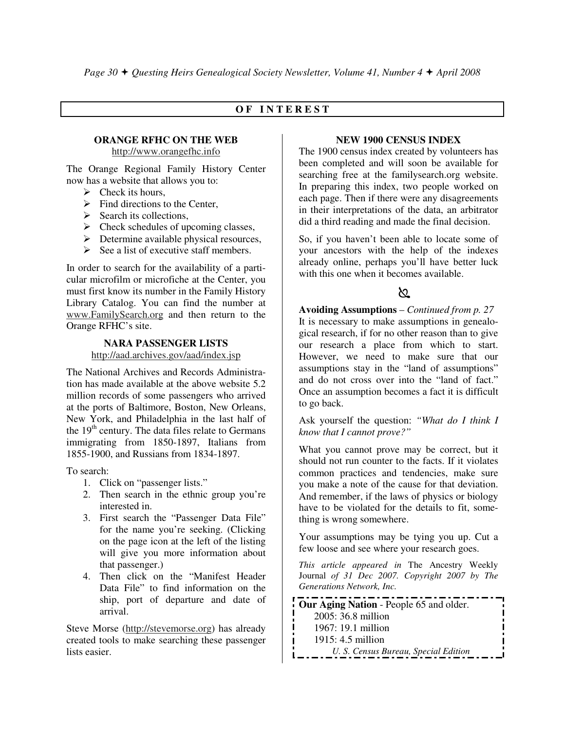## O F I N T E R E S T

### ORANGE RFHC ON THE WEB

http://www.orangefhc.info

The Orange Regional Family History Center now has a website that allows you to:

- Check its hours,
- Find directions to the Center,
- Search its collections,
- Check schedules of upcoming classes,
- Determine available physical resources,
- See a list of executive staff members.

In order to search for the availability of a particular microfilm or microfiche at the Center, you must first know its number in the Family History Library Catalog. You can find the number at www.FamilySearch.org and then return to the Orange RFHC's site.

### NARA PASSENGER LISTS

http://aad.archives.gov/aad/index.jsp

The National Archives and Records Administration has made available at the above website 5.2 million records of some passengers who arrived at the ports of Baltimore, Boston, New Orleans, New York, and Philadelphia in the last half of the 19th century. The data files relate to Germans immigrating from 1850-1897, Italians from 1855-1900, and Russians from 1834-1897.

To search:

1. Click on "passenger lists."
2. Then search in the ethnic group you're interested in.
3. First search the "Passenger Data File" for the name you're seeking. (Clicking on the page icon at the left of the listing will give you more information about that passenger.)
4. Then click on the "Manifest Header Data File" to find information on the ship, port of departure and date of arrival.

Steve Morse (http://stevemorse.org) has already created tools to make searching these passenger lists easier.

### NEW 1900 CENSUS INDEX

The 1900 census index created by volunteers has been completed and will soon be available for searching free at the familysearch.org website. In preparing this index, two people worked on each page. Then if there were any disagreements in their interpretations of the data, an arbitrator did a third reading and made the final decision.

So, if you haven't been able to locate some of your ancestors with the help of the indexes already online, perhaps you'll have better luck with this one when it becomes available.

**Avoiding Assumptions** – *Continued from p. 27*
It is necessary to make assumptions in genealogical research, if for no other reason than to give our research a place from which to start. However, we need to make sure that our assumptions stay in the "land of assumptions" and do not cross over into the "land of fact." Once an assumption becomes a fact it is difficult to go back.

Ask yourself the question: *"What do I think I know that I cannot prove?"*

What you cannot prove may be correct, but it should not run counter to the facts. If it violates common practices and tendencies, make sure you make a note of the cause for that deviation. And remember, if the laws of physics or biology have to be violated for the details to fit, something is wrong somewhere.

Your assumptions may be tying you up. Cut a few loose and see where your research goes.

*This article appeared in* The Ancestry Weekly Journal *of 31 Dec 2007. Copyright 2007 by The Generations Network, Inc.*

**Our Aging Nation** - People 65 and older.
2005: 36.8 million
1967: 19.1 million
1915: 4.5 million
*U. S. Census Bureau, Special Edition*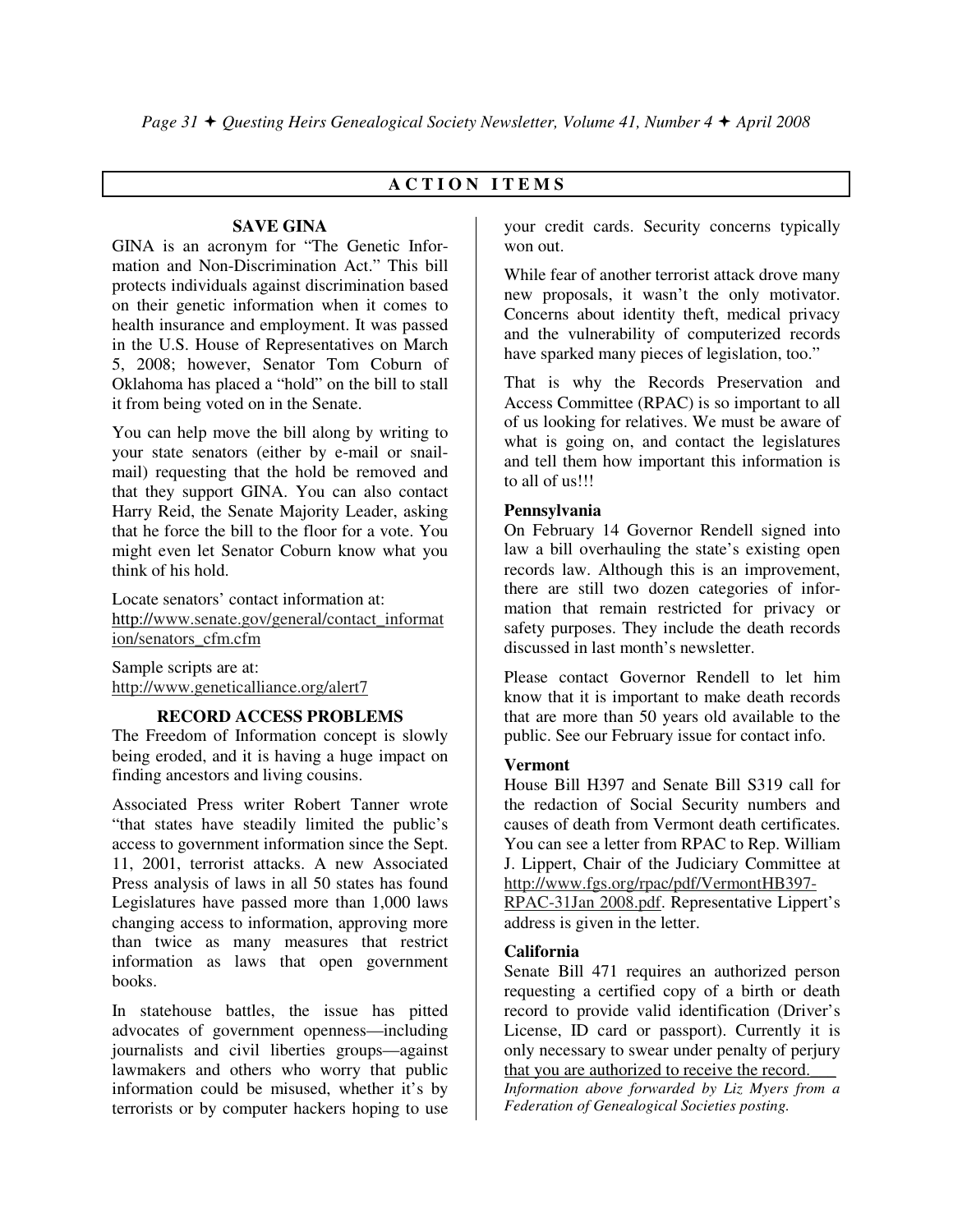## ACTION ITEMS

### SAVE GINA

GINA is an acronym for "The Genetic Information and Non-Discrimination Act." This bill protects individuals against discrimination based on their genetic information when it comes to health insurance and employment. It was passed in the U.S. House of Representatives on March 5, 2008; however, Senator Tom Coburn of Oklahoma has placed a "hold" on the bill to stall it from being voted on in the Senate.

You can help move the bill along by writing to your state senators (either by e-mail or snail-mail) requesting that the hold be removed and that they support GINA. You can also contact Harry Reid, the Senate Majority Leader, asking that he force the bill to the floor for a vote. You might even let Senator Coburn know what you think of his hold.

Locate senators' contact information at:
http://www.senate.gov/general/contact_information/senators_cfm.cfm

Sample scripts are at:
http://www.geneticalliance.org/alert7

### RECORD ACCESS PROBLEMS

The Freedom of Information concept is slowly being eroded, and it is having a huge impact on finding ancestors and living cousins.

Associated Press writer Robert Tanner wrote "that states have steadily limited the public's access to government information since the Sept. 11, 2001, terrorist attacks. A new Associated Press analysis of laws in all 50 states has found Legislatures have passed more than 1,000 laws changing access to information, approving more than twice as many measures that restrict information as laws that open government books.

In statehouse battles, the issue has pitted advocates of government openness—including journalists and civil liberties groups—against lawmakers and others who worry that public information could be misused, whether it's by terrorists or by computer hackers hoping to use your credit cards. Security concerns typically won out.

While fear of another terrorist attack drove many new proposals, it wasn't the only motivator. Concerns about identity theft, medical privacy and the vulnerability of computerized records have sparked many pieces of legislation, too."

That is why the Records Preservation and Access Committee (RPAC) is so important to all of us looking for relatives. We must be aware of what is going on, and contact the legislatures and tell them how important this information is to all of us!!!

**Pennsylvania**

On February 14 Governor Rendell signed into law a bill overhauling the state's existing open records law. Although this is an improvement, there are still two dozen categories of information that remain restricted for privacy or safety purposes. They include the death records discussed in last month's newsletter.

Please contact Governor Rendell to let him know that it is important to make death records that are more than 50 years old available to the public. See our February issue for contact info.

**Vermont**

House Bill H397 and Senate Bill S319 call for the redaction of Social Security numbers and causes of death from Vermont death certificates. You can see a letter from RPAC to Rep. William J. Lippert, Chair of the Judiciary Committee at http://www.fgs.org/rpac/pdf/VermontHB397-RPAC-31Jan 2008.pdf. Representative Lippert's address is given in the letter.

**California**

Senate Bill 471 requires an authorized person requesting a certified copy of a birth or death record to provide valid identification (Driver's License, ID card or passport). Currently it is only necessary to swear under penalty of perjury that you are authorized to receive the record.

*Information above forwarded by Liz Myers from a Federation of Genealogical Societies posting.*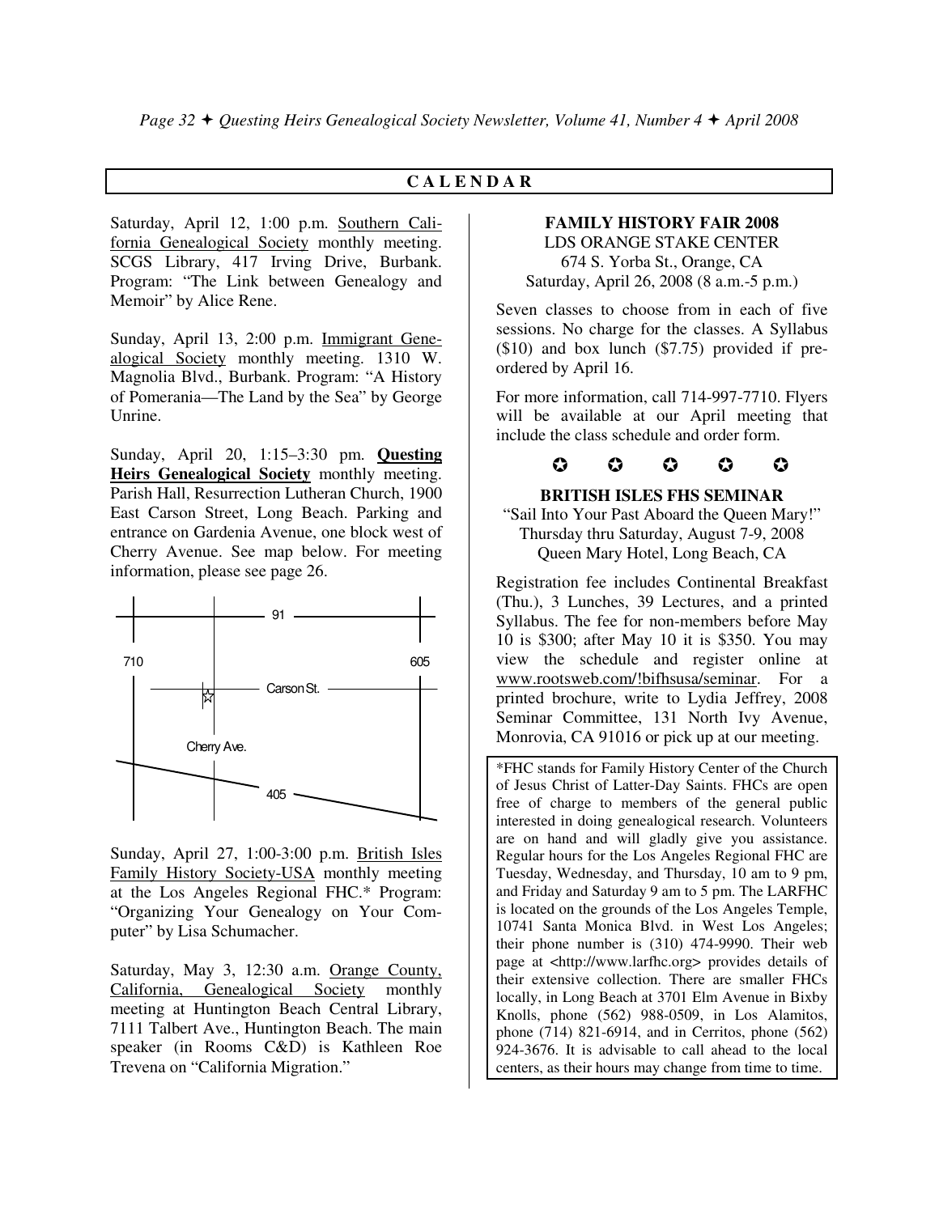## CALENDAR

Saturday, April 12, 1:00 p.m. Southern California Genealogical Society monthly meeting. SCGS Library, 417 Irving Drive, Burbank. Program: "The Link between Genealogy and Memoir" by Alice Rene.

Sunday, April 13, 2:00 p.m. Immigrant Genealogical Society monthly meeting. 1310 W. Magnolia Blvd., Burbank. Program: "A History of Pomerania—The Land by the Sea" by George Unrine.

Sunday, April 20, 1:15–3:30 pm. **Questing Heirs Genealogical Society** monthly meeting. Parish Hall, Resurrection Lutheran Church, 1900 East Carson Street, Long Beach. Parking and entrance on Gardenia Avenue, one block west of Cherry Avenue. See map below. For meeting information, please see page 26.

91
710
605
Carson St.
Cherry Ave.
405

Sunday, April 27, 1:00-3:00 p.m. British Isles Family History Society-USA monthly meeting at the Los Angeles Regional FHC.* Program: "Organizing Your Genealogy on Your Computer" by Lisa Schumacher.

Saturday, May 3, 12:30 a.m. Orange County, California, Genealogical Society monthly meeting at Huntington Beach Central Library, 7111 Talbert Ave., Huntington Beach. The main speaker (in Rooms C&D) is Kathleen Roe Trevena on "California Migration."

**FAMILY HISTORY FAIR 2008**
LDS ORANGE STAKE CENTER
674 S. Yorba St., Orange, CA
Saturday, April 26, 2008 (8 a.m.-5 p.m.)

Seven classes to choose from in each of five sessions. No charge for the classes. A Syllabus ($10) and box lunch ($7.75) provided if pre-ordered by April 16.

For more information, call 714-997-7710. Flyers will be available at our April meeting that include the class schedule and order form.

✪ ✪ ✪ ✪ ✪

**BRITISH ISLES FHS SEMINAR**
"Sail Into Your Past Aboard the Queen Mary!"
Thursday thru Saturday, August 7-9, 2008
Queen Mary Hotel, Long Beach, CA

Registration fee includes Continental Breakfast (Thu.), 3 Lunches, 39 Lectures, and a printed Syllabus. The fee for non-members before May 10 is $300; after May 10 it is $350. You may view the schedule and register online at www.rootsweb.com/!bifhsusa/seminar. For a printed brochure, write to Lydia Jeffrey, 2008 Seminar Committee, 131 North Ivy Avenue, Monrovia, CA 91016 or pick up at our meeting.

*FHC stands for Family History Center of the Church of Jesus Christ of Latter-Day Saints. FHCs are open free of charge to members of the general public interested in doing genealogical research. Volunteers are on hand and will gladly give you assistance. Regular hours for the Los Angeles Regional FHC are Tuesday, Wednesday, and Thursday, 10 am to 9 pm, and Friday and Saturday 9 am to 5 pm. The LARFHC is located on the grounds of the Los Angeles Temple, 10741 Santa Monica Blvd. in West Los Angeles; their phone number is (310) 474-9990. Their web page at <http://www.larfhc.org> provides details of their extensive collection. There are smaller FHCs locally, in Long Beach at 3701 Elm Avenue in Bixby Knolls, phone (562) 988-0509, in Los Alamitos, phone (714) 821-6914, and in Cerritos, phone (562) 924-3676. It is advisable to call ahead to the local centers, as their hours may change from time to time.